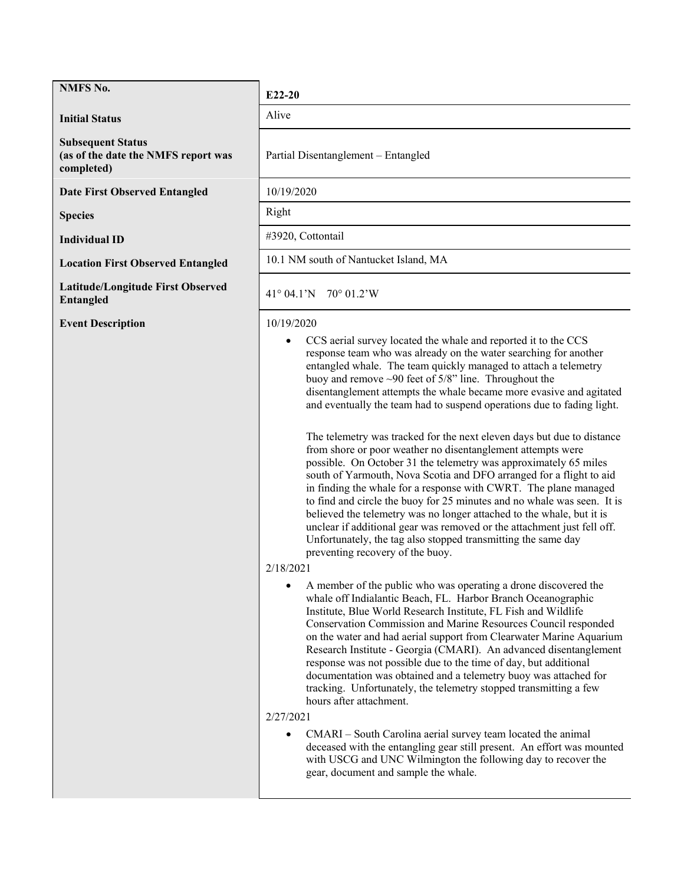| NMFS No. | E22-20 |
| --- | --- |
| **Initial Status** | Alive |
| **Subsequent Status (as of the date the NMFS report was completed)** | Partial Disentanglement – Entangled |
| **Date First Observed Entangled** | 10/19/2020 |
| **Species** | Right |
| **Individual ID** | #3920, Cottontail |
| **Location First Observed Entangled** | 10.1 NM south of Nantucket Island, MA |
| **Latitude/Longitude First Observed Entangled** | 41° 04.1'N 70° 01.2'W |
| **Event Description** | 10/19/2020<br><br>• CCS aerial survey located the whale and reported it to the CCS response team who was already on the water searching for another entangled whale. The team quickly managed to attach a telemetry buoy and remove ~90 feet of 5/8" line. Throughout the disentanglement attempts the whale became more evasive and agitated and eventually the team had to suspend operations due to fading light.<br><br>The telemetry was tracked for the next eleven days but due to distance from shore or poor weather no disentanglement attempts were possible. On October 31 the telemetry was approximately 65 miles south of Yarmouth, Nova Scotia and DFO arranged for a flight to aid in finding the whale for a response with CWRT. The plane managed to find and circle the buoy for 25 minutes and no whale was seen. It is believed the telemetry was no longer attached to the whale, but it is unclear if additional gear was removed or the attachment just fell off. Unfortunately, the tag also stopped transmitting the same day preventing recovery of the buoy.<br><br>2/18/2021<br><br>• A member of the public who was operating a drone discovered the whale off Indialantic Beach, FL. Harbor Branch Oceanographic Institute, Blue World Research Institute, FL Fish and Wildlife Conservation Commission and Marine Resources Council responded on the water and had aerial support from Clearwater Marine Aquarium Research Institute - Georgia (CMARI). An advanced disentanglement response was not possible due to the time of day, but additional documentation was obtained and a telemetry buoy was attached for tracking. Unfortunately, the telemetry stopped transmitting a few hours after attachment.<br><br>2/27/2021<br><br>• CMARI – South Carolina aerial survey team located the animal deceased with the entangling gear still present. An effort was mounted with USCG and UNC Wilmington the following day to recover the gear, document and sample the whale. |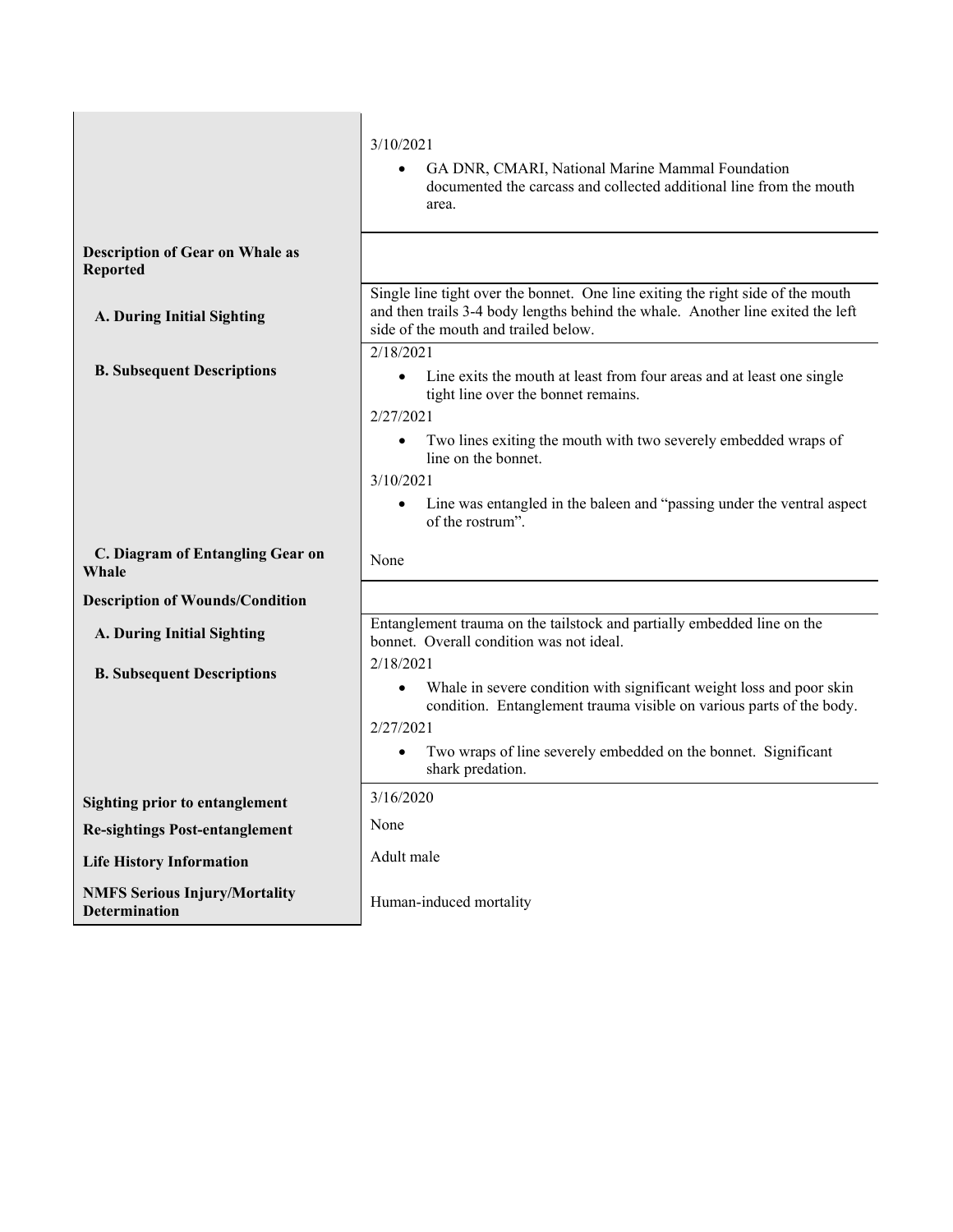| | |
|---|---|
| | 3/10/2021<br>• GA DNR, CMARI, National Marine Mammal Foundation documented the carcass and collected additional line from the mouth area. |
| **Description of Gear on Whale as Reported** | |
| **A. During Initial Sighting** | Single line tight over the bonnet. One line exiting the right side of the mouth and then trails 3-4 body lengths behind the whale. Another line exited the left side of the mouth and trailed below. |
| **B. Subsequent Descriptions** | 2/18/2021<br>• Line exits the mouth at least from four areas and at least one single tight line over the bonnet remains.<br>2/27/2021<br>• Two lines exiting the mouth with two severely embedded wraps of line on the bonnet.<br>3/10/2021<br>• Line was entangled in the baleen and "passing under the ventral aspect of the rostrum". |
| **C. Diagram of Entangling Gear on Whale** | None |
| **Description of Wounds/Condition** | |
| **A. During Initial Sighting** | Entanglement trauma on the tailstock and partially embedded line on the bonnet. Overall condition was not ideal. |
| **B. Subsequent Descriptions** | 2/18/2021<br>• Whale in severe condition with significant weight loss and poor skin condition. Entanglement trauma visible on various parts of the body.<br>2/27/2021<br>• Two wraps of line severely embedded on the bonnet. Significant shark predation. |
| **Sighting prior to entanglement** | 3/16/2020 |
| **Re-sightings Post-entanglement** | None |
| **Life History Information** | Adult male |
| **NMFS Serious Injury/Mortality Determination** | Human-induced mortality |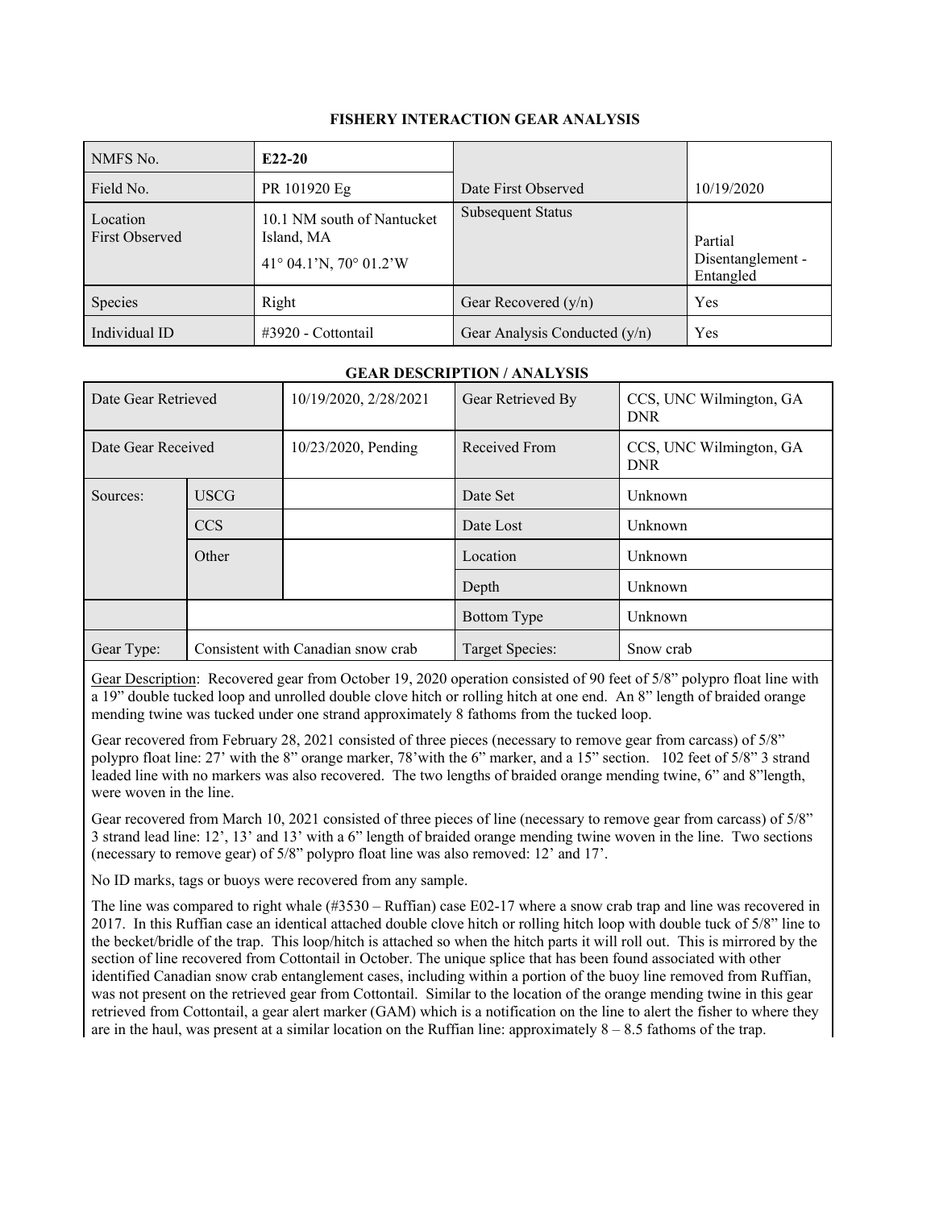# FISHERY INTERACTION GEAR ANALYSIS

| NMFS No. | **E22-20** | | |
|---|---|---|---|
| Field No. | PR 101920 Eg | Date First Observed | 10/19/2020 |
| Location First Observed | 10.1 NM south of Nantucket Island, MA 41° 04.1'N, 70° 01.2'W | Subsequent Status | Partial Disentanglement - Entangled |
| Species | Right | Gear Recovered (y/n) | Yes |
| Individual ID | #3920 - Cottontail | Gear Analysis Conducted (y/n) | Yes |

## GEAR DESCRIPTION / ANALYSIS

| Date Gear Retrieved | | 10/19/2020, 2/28/2021 | Gear Retrieved By | CCS, UNC Wilmington, GA DNR |
|---|---|---|---|---|
| Date Gear Received | | 10/23/2020, Pending | Received From | CCS, UNC Wilmington, GA DNR |
| Sources: | USCG | | Date Set | Unknown |
| | CCS | | Date Lost | Unknown |
| | Other | | Location | Unknown |
| | | | Depth | Unknown |
| | | | Bottom Type | Unknown |
| Gear Type: | Consistent with Canadian snow crab | | Target Species: | Snow crab |

Gear Description: Recovered gear from October 19, 2020 operation consisted of 90 feet of 5/8" polypro float line with a 19" double tucked loop and unrolled double clove hitch or rolling hitch at one end. An 8" length of braided orange mending twine was tucked under one strand approximately 8 fathoms from the tucked loop.

Gear recovered from February 28, 2021 consisted of three pieces (necessary to remove gear from carcass) of 5/8" polypro float line: 27' with the 8" orange marker, 78'with the 6" marker, and a 15" section. 102 feet of 5/8" 3 strand leaded line with no markers was also recovered. The two lengths of braided orange mending twine, 6" and 8"length, were woven in the line.

Gear recovered from March 10, 2021 consisted of three pieces of line (necessary to remove gear from carcass) of 5/8" 3 strand lead line: 12', 13' and 13' with a 6" length of braided orange mending twine woven in the line. Two sections (necessary to remove gear) of 5/8" polypro float line was also removed: 12' and 17'.

No ID marks, tags or buoys were recovered from any sample.

The line was compared to right whale (#3530 – Ruffian) case E02-17 where a snow crab trap and line was recovered in 2017. In this Ruffian case an identical attached double clove hitch or rolling hitch loop with double tuck of 5/8" line to the becket/bridle of the trap. This loop/hitch is attached so when the hitch parts it will roll out. This is mirrored by the section of line recovered from Cottontail in October. The unique splice that has been found associated with other identified Canadian snow crab entanglement cases, including within a portion of the buoy line removed from Ruffian, was not present on the retrieved gear from Cottontail. Similar to the location of the orange mending twine in this gear retrieved from Cottontail, a gear alert marker (GAM) which is a notification on the line to alert the fisher to where they are in the haul, was present at a similar location on the Ruffian line: approximately 8 – 8.5 fathoms of the trap.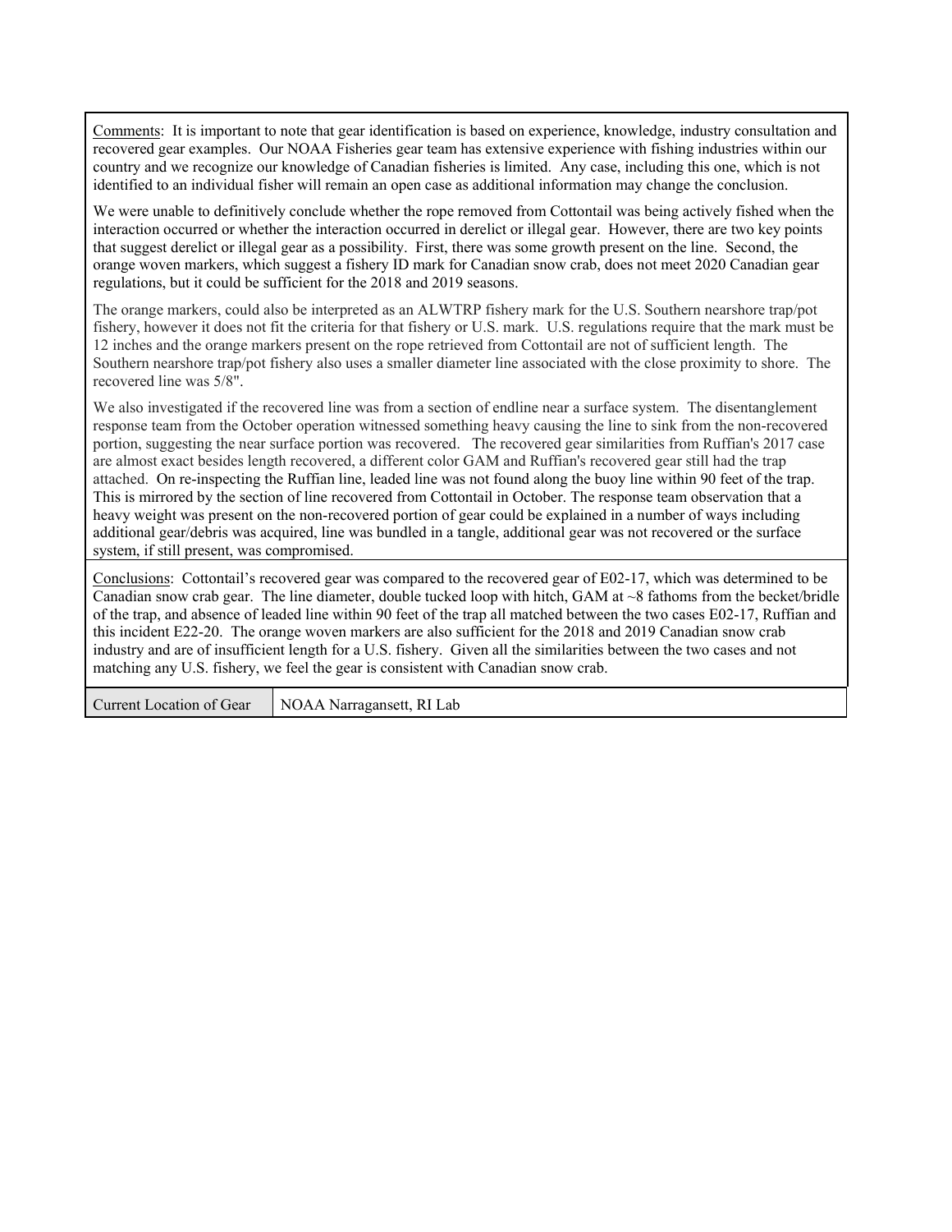Comments: It is important to note that gear identification is based on experience, knowledge, industry consultation and recovered gear examples. Our NOAA Fisheries gear team has extensive experience with fishing industries within our country and we recognize our knowledge of Canadian fisheries is limited. Any case, including this one, which is not identified to an individual fisher will remain an open case as additional information may change the conclusion.

We were unable to definitively conclude whether the rope removed from Cottontail was being actively fished when the interaction occurred or whether the interaction occurred in derelict or illegal gear. However, there are two key points that suggest derelict or illegal gear as a possibility. First, there was some growth present on the line. Second, the orange woven markers, which suggest a fishery ID mark for Canadian snow crab, does not meet 2020 Canadian gear regulations, but it could be sufficient for the 2018 and 2019 seasons.

The orange markers, could also be interpreted as an ALWTRP fishery mark for the U.S. Southern nearshore trap/pot fishery, however it does not fit the criteria for that fishery or U.S. mark. U.S. regulations require that the mark must be 12 inches and the orange markers present on the rope retrieved from Cottontail are not of sufficient length. The Southern nearshore trap/pot fishery also uses a smaller diameter line associated with the close proximity to shore. The recovered line was 5/8".

We also investigated if the recovered line was from a section of endline near a surface system. The disentanglement response team from the October operation witnessed something heavy causing the line to sink from the non-recovered portion, suggesting the near surface portion was recovered. The recovered gear similarities from Ruffian's 2017 case are almost exact besides length recovered, a different color GAM and Ruffian's recovered gear still had the trap attached. On re-inspecting the Ruffian line, leaded line was not found along the buoy line within 90 feet of the trap. This is mirrored by the section of line recovered from Cottontail in October. The response team observation that a heavy weight was present on the non-recovered portion of gear could be explained in a number of ways including additional gear/debris was acquired, line was bundled in a tangle, additional gear was not recovered or the surface system, if still present, was compromised.

Conclusions: Cottontail's recovered gear was compared to the recovered gear of E02-17, which was determined to be Canadian snow crab gear. The line diameter, double tucked loop with hitch, GAM at ~8 fathoms from the becket/bridle of the trap, and absence of leaded line within 90 feet of the trap all matched between the two cases E02-17, Ruffian and this incident E22-20. The orange woven markers are also sufficient for the 2018 and 2019 Canadian snow crab industry and are of insufficient length for a U.S. fishery. Given all the similarities between the two cases and not matching any U.S. fishery, we feel the gear is consistent with Canadian snow crab.

| | |
|---|---|
| Current Location of Gear | NOAA Narragansett, RI Lab |